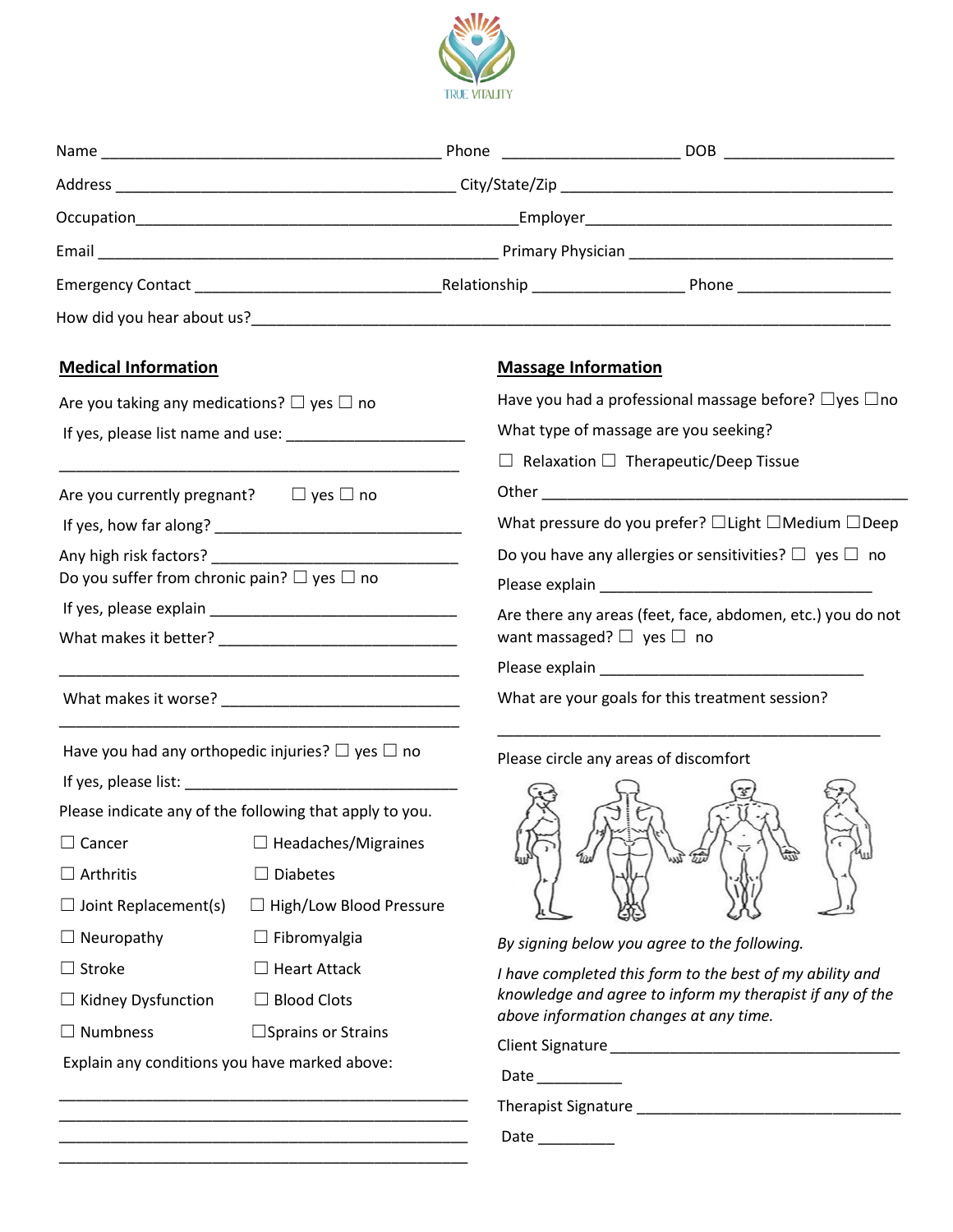TRUE VITALITY

Name ________________________________________ Phone ____________________ DOB ____________________

Address ________________________________________ City/State/Zip ________________________________________

Occupation____________________________________________Employer____________________________________

Email ______________________________________________ Primary Physician ______________________________

Emergency Contact ____________________________Relationship _________________ Phone _________________

How did you hear about us?__________________________________________________________________________

## Medical Information

Are you taking any medications? ☐ yes ☐ no

If yes, please list name and use: _____________________

_______________________________________________

Are you currently pregnant? ☐ yes ☐ no

If yes, how far along? ______________________________

Any high risk factors? ______________________________

Do you suffer from chronic pain? ☐ yes ☐ no

If yes, please explain ______________________________

What makes it better? ______________________________

_______________________________________________

What makes it worse? ______________________________

_______________________________________________

Have you had any orthopedic injuries? ☐ yes ☐ no

If yes, please list: _________________________________

Please indicate any of the following that apply to you.

| | |
|---|---|
| ☐ Cancer | ☐ Headaches/Migraines |
| ☐ Arthritis | ☐ Diabetes |
| ☐ Joint Replacement(s) | ☐ High/Low Blood Pressure |
| ☐ Neuropathy | ☐ Fibromyalgia |
| ☐ Stroke | ☐ Heart Attack |
| ☐ Kidney Dysfunction | ☐ Blood Clots |
| ☐ Numbness | ☐ Sprains or Strains |

Explain any conditions you have marked above:

_______________________________________________

_______________________________________________

_______________________________________________

_______________________________________________

## Massage Information

Have you had a professional massage before? ☐yes ☐no

What type of massage are you seeking?

☐ Relaxation ☐ Therapeutic/Deep Tissue

Other ___________________________________________

What pressure do you prefer? ☐Light ☐Medium ☐Deep

Do you have any allergies or sensitivities? ☐ yes ☐ no

Please explain ________________________________

Are there any areas (feet, face, abdomen, etc.) you do not want massaged? ☐ yes ☐ no

Please explain ________________________________

What are your goals for this treatment session?

_______________________________________________

Please circle any areas of discomfort

*By signing below you agree to the following.*

*I have completed this form to the best of my ability and knowledge and agree to inform my therapist if any of the above information changes at any time.*

Client Signature __________________________________

Date __________

Therapist Signature ______________________________

Date _________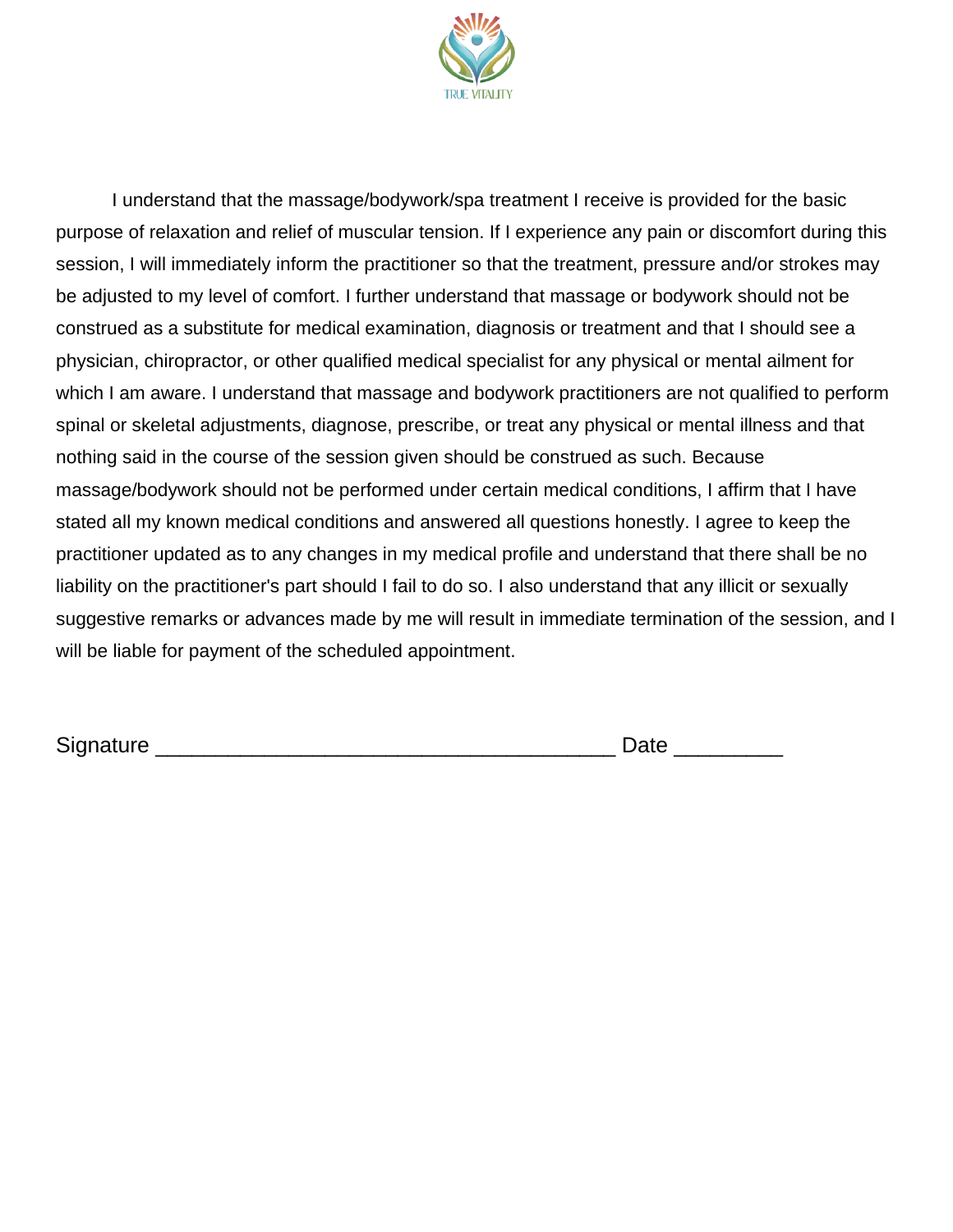TRUE VITALITY

I understand that the massage/bodywork/spa treatment I receive is provided for the basic purpose of relaxation and relief of muscular tension. If I experience any pain or discomfort during this session, I will immediately inform the practitioner so that the treatment, pressure and/or strokes may be adjusted to my level of comfort. I further understand that massage or bodywork should not be construed as a substitute for medical examination, diagnosis or treatment and that I should see a physician, chiropractor, or other qualified medical specialist for any physical or mental ailment for which I am aware. I understand that massage and bodywork practitioners are not qualified to perform spinal or skeletal adjustments, diagnose, prescribe, or treat any physical or mental illness and that nothing said in the course of the session given should be construed as such. Because massage/bodywork should not be performed under certain medical conditions, I affirm that I have stated all my known medical conditions and answered all questions honestly. I agree to keep the practitioner updated as to any changes in my medical profile and understand that there shall be no liability on the practitioner's part should I fail to do so. I also understand that any illicit or sexually suggestive remarks or advances made by me will result in immediate termination of the session, and I will be liable for payment of the scheduled appointment.

Signature ____________________________________ Date _________